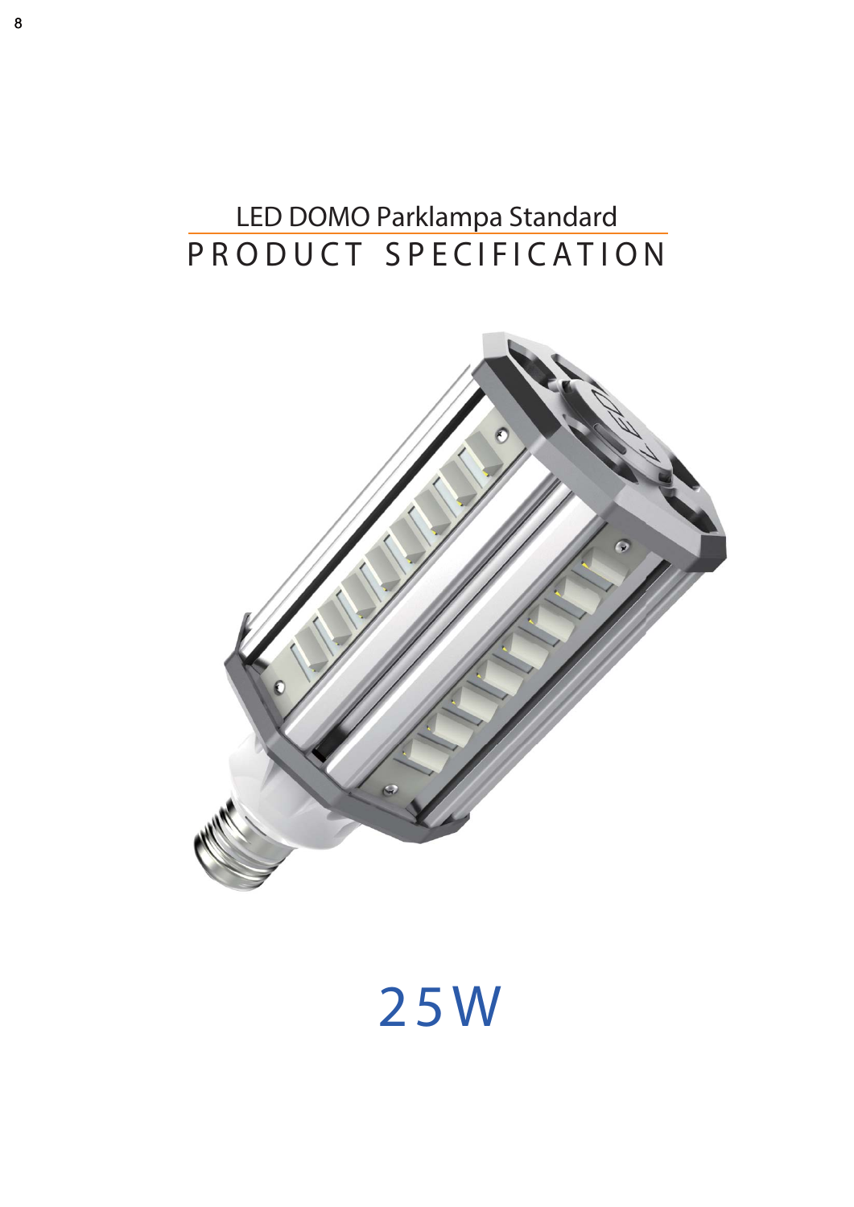# LED DOMO Parklampa Standard

## PRODUCT SPECIFICATION

25W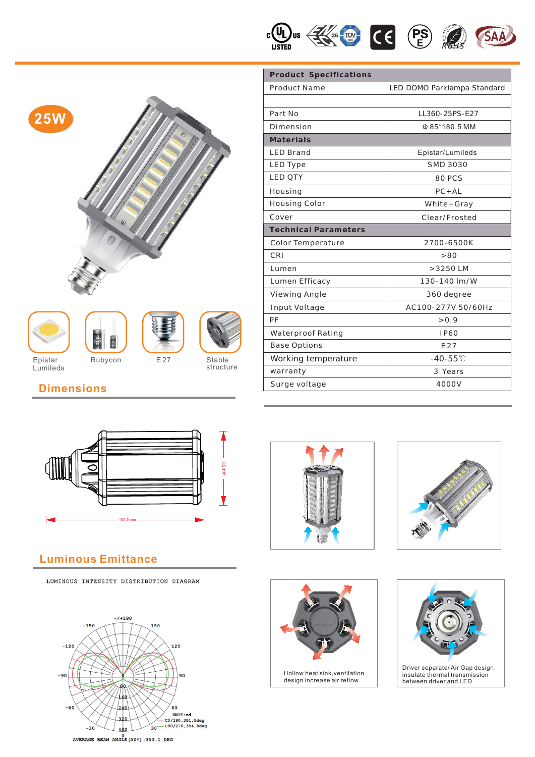25W

| Product Specifications | |
|---|---|
| Product Name | LED DOMO Parklampa Standard |
| | |
| Part No | LL360-25PS-E27 |
| Dimension | Φ 85*180.5 MM |
| **Materials** | |
| LED Brand | Epistar/Lumileds |
| LED Type | SMD 3030 |
| LED QTY | 80 PCS |
| Housing | PC+AL |
| Housing Color | White+Gray |
| Cover | Clear/Frosted |
| **Technical Parameters** | |
| Color Temperature | 2700-6500K |
| CRI | >80 |
| Lumen | >3250 LM |
| Lumen Efficacy | 130-140 lm/W |
| Viewing Angle | 360 degree |
| Input Voltage | AC100-277V 50/60Hz |
| PF | >0.9 |
| Waterproof Rating | IP60 |
| Base Options | E27 |
| Working temperature | -40-55℃ |
| warranty | 3 Years |
| Surge voltage | 4000V |

Epistar Lumileds | Rubycon | E27 | Stable structure

## Dimensions

85mm

180.5 mm

## Luminous Emittance

LUMINOUS INTENSITY DISTRIBUTION DIAGRAM

UNIT:cd
C0/180,351.5deg
C90/270,354.8deg

AVERAGE BEAM ANGLE(50%):353.1 DEG

Hollow heat sink,ventilation design increase air reflow

Driver separate/ Air Gap design, insulate thermal transmission between driver and LED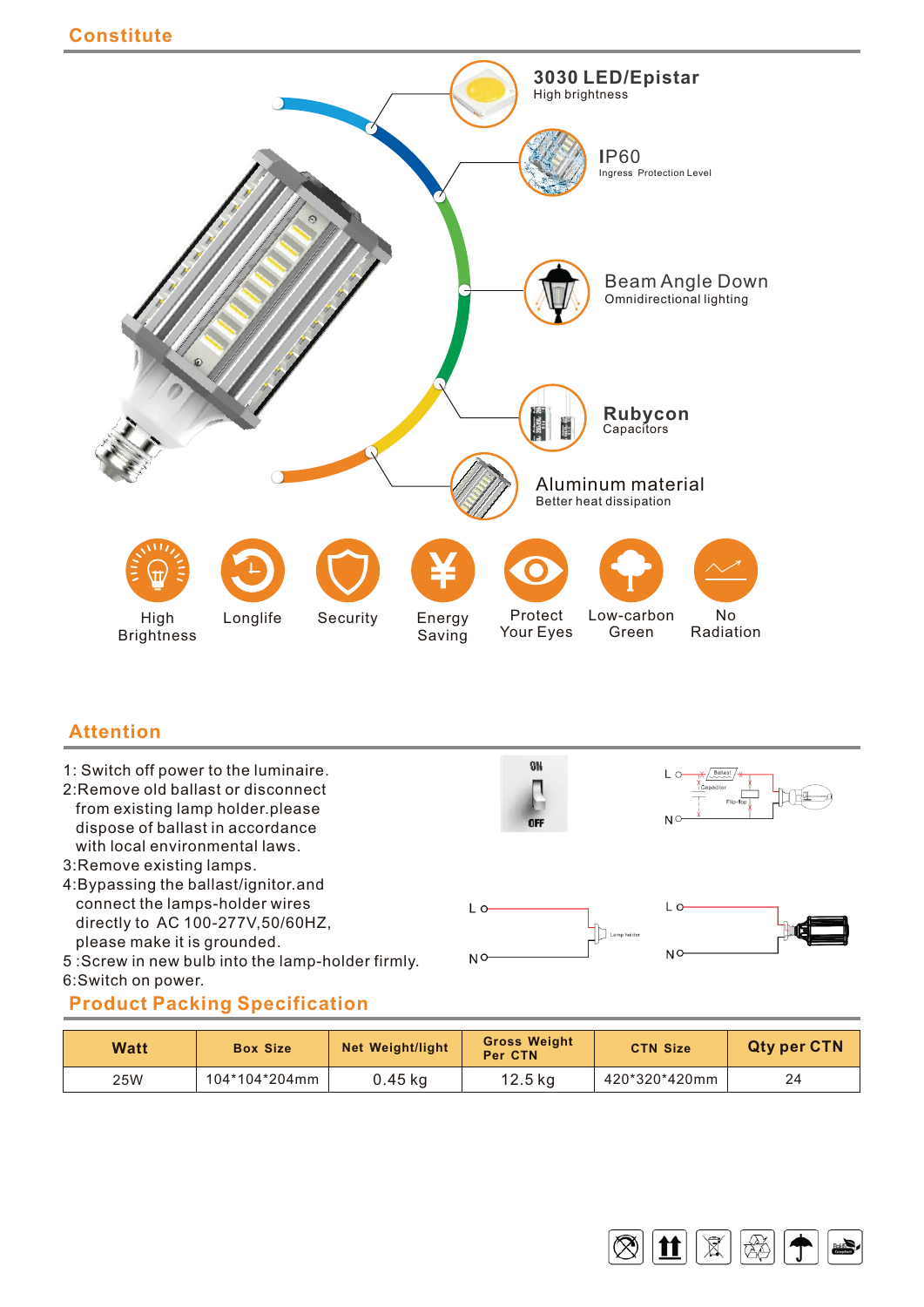## Constitute

**3030 LED/Epistar**
High brightness

**IP60**
Ingress Protection Level

**Beam Angle Down**
Omnidirectional lighting

**Rubycon**
Capacitors

**Aluminum material**
Better heat dissipation

High Brightness

Longlife

Security

Energy Saving

Protect Your Eyes

Low-carbon Green

No Radiation

## Attention

1: Switch off power to the luminaire.
2: Remove old ballast or disconnect from existing lamp holder.please dispose of ballast in accordance with local environmental laws.
3: Remove existing lamps.
4: Bypassing the ballast/ignitor.and connect the lamps-holder wires directly to AC 100-277V,50/60HZ, please make it is grounded.
5: Screw in new bulb into the lamp-holder firmly.
6: Switch on power.

ON
OFF

L
N
Ballast
Capacitor
Flip-flop

L
N
Lamp holder

L
N

## Product Packing Specification

| Watt | Box Size | Net Weight/light | Gross Weight Per CTN | CTN Size | Qty per CTN |
|---|---|---|---|---|---|
| 25W | 104*104*204mm | 0.45 kg | 12.5 kg | 420*320*420mm | 24 |